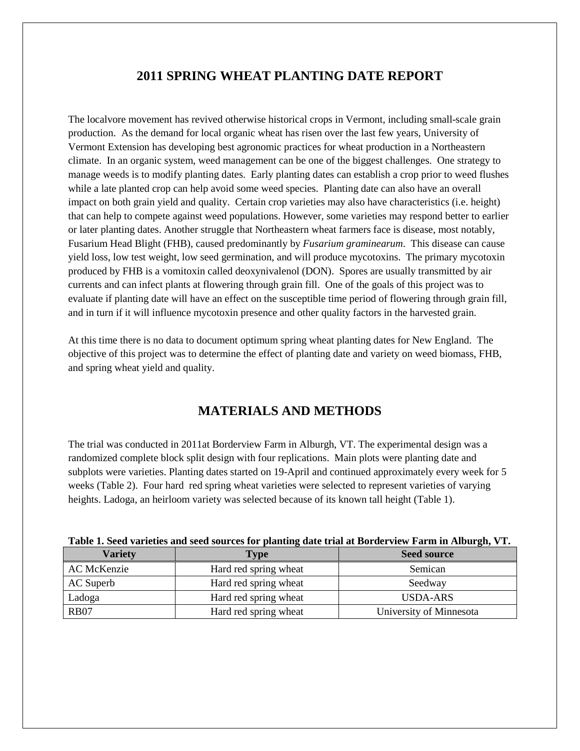# 2011 SPRING WHEAT PLANTING DATE REPORT

The localvore movement has revived otherwise historical crops in Vermont, including small-scale grain production. As the demand for local organic wheat has risen over the last few years, University of Vermont Extension has developing best agronomic practices for wheat production in a Northeastern climate. In an organic system, weed management can be one of the biggest challenges. One strategy to manage weeds is to modify planting dates. Early planting dates can establish a crop prior to weed flushes while a late planted crop can help avoid some weed species. Planting date can also have an overall impact on both grain yield and quality. Certain crop varieties may also have characteristics (i.e. height) that can help to compete against weed populations. However, some varieties may respond better to earlier or later planting dates. Another struggle that Northeastern wheat farmers face is disease, most notably, Fusarium Head Blight (FHB), caused predominantly by *Fusarium graminearum*. This disease can cause yield loss, low test weight, low seed germination, and will produce mycotoxins. The primary mycotoxin produced by FHB is a vomitoxin called deoxynivalenol (DON). Spores are usually transmitted by air currents and can infect plants at flowering through grain fill. One of the goals of this project was to evaluate if planting date will have an effect on the susceptible time period of flowering through grain fill, and in turn if it will influence mycotoxin presence and other quality factors in the harvested grain.

At this time there is no data to document optimum spring wheat planting dates for New England. The objective of this project was to determine the effect of planting date and variety on weed biomass, FHB, and spring wheat yield and quality.

## MATERIALS AND METHODS

The trial was conducted in 2011at Borderview Farm in Alburgh, VT. The experimental design was a randomized complete block split design with four replications. Main plots were planting date and subplots were varieties. Planting dates started on 19-April and continued approximately every week for 5 weeks (Table 2). Four hard red spring wheat varieties were selected to represent varieties of varying heights. Ladoga, an heirloom variety was selected because of its known tall height (Table 1).

**Table 1. Seed varieties and seed sources for planting date trial at Borderview Farm in Alburgh, VT.**

| Variety | Type | Seed source |
|---|---|---|
| AC McKenzie | Hard red spring wheat | Semican |
| AC Superb | Hard red spring wheat | Seedway |
| Ladoga | Hard red spring wheat | USDA-ARS |
| RB07 | Hard red spring wheat | University of Minnesota |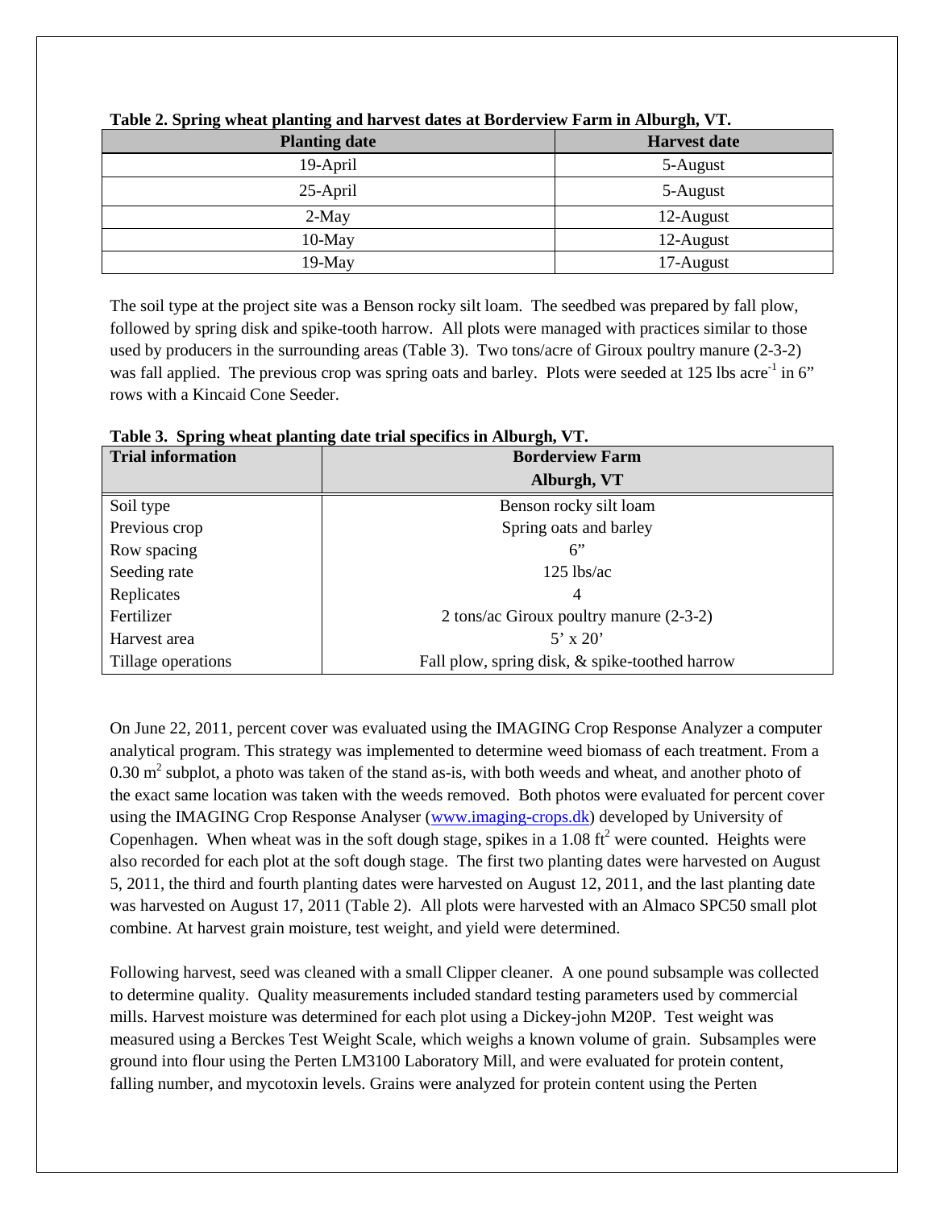**Table 2. Spring wheat planting and harvest dates at Borderview Farm in Alburgh, VT.**

| Planting date | Harvest date |
|---|---|
| 19-April | 5-August |
| 25-April | 5-August |
| 2-May | 12-August |
| 10-May | 12-August |
| 19-May | 17-August |

The soil type at the project site was a Benson rocky silt loam. The seedbed was prepared by fall plow, followed by spring disk and spike-tooth harrow. All plots were managed with practices similar to those used by producers in the surrounding areas (Table 3). Two tons/acre of Giroux poultry manure (2-3-2) was fall applied. The previous crop was spring oats and barley. Plots were seeded at 125 lbs acre$^{-1}$ in 6" rows with a Kincaid Cone Seeder.

**Table 3. Spring wheat planting date trial specifics in Alburgh, VT.**

| Trial information | Borderview Farm Alburgh, VT |
|---|---|
| Soil type | Benson rocky silt loam |
| Previous crop | Spring oats and barley |
| Row spacing | 6" |
| Seeding rate | 125 lbs/ac |
| Replicates | 4 |
| Fertilizer | 2 tons/ac Giroux poultry manure (2-3-2) |
| Harvest area | 5' x 20' |
| Tillage operations | Fall plow, spring disk, & spike-toothed harrow |

On June 22, 2011, percent cover was evaluated using the IMAGING Crop Response Analyzer a computer analytical program. This strategy was implemented to determine weed biomass of each treatment. From a 0.30 m$^2$ subplot, a photo was taken of the stand as-is, with both weeds and wheat, and another photo of the exact same location was taken with the weeds removed. Both photos were evaluated for percent cover using the IMAGING Crop Response Analyser (www.imaging-crops.dk) developed by University of Copenhagen. When wheat was in the soft dough stage, spikes in a 1.08 ft$^2$ were counted. Heights were also recorded for each plot at the soft dough stage. The first two planting dates were harvested on August 5, 2011, the third and fourth planting dates were harvested on August 12, 2011, and the last planting date was harvested on August 17, 2011 (Table 2). All plots were harvested with an Almaco SPC50 small plot combine. At harvest grain moisture, test weight, and yield were determined.

Following harvest, seed was cleaned with a small Clipper cleaner. A one pound subsample was collected to determine quality. Quality measurements included standard testing parameters used by commercial mills. Harvest moisture was determined for each plot using a Dickey-john M20P. Test weight was measured using a Berckes Test Weight Scale, which weighs a known volume of grain. Subsamples were ground into flour using the Perten LM3100 Laboratory Mill, and were evaluated for protein content, falling number, and mycotoxin levels. Grains were analyzed for protein content using the Perten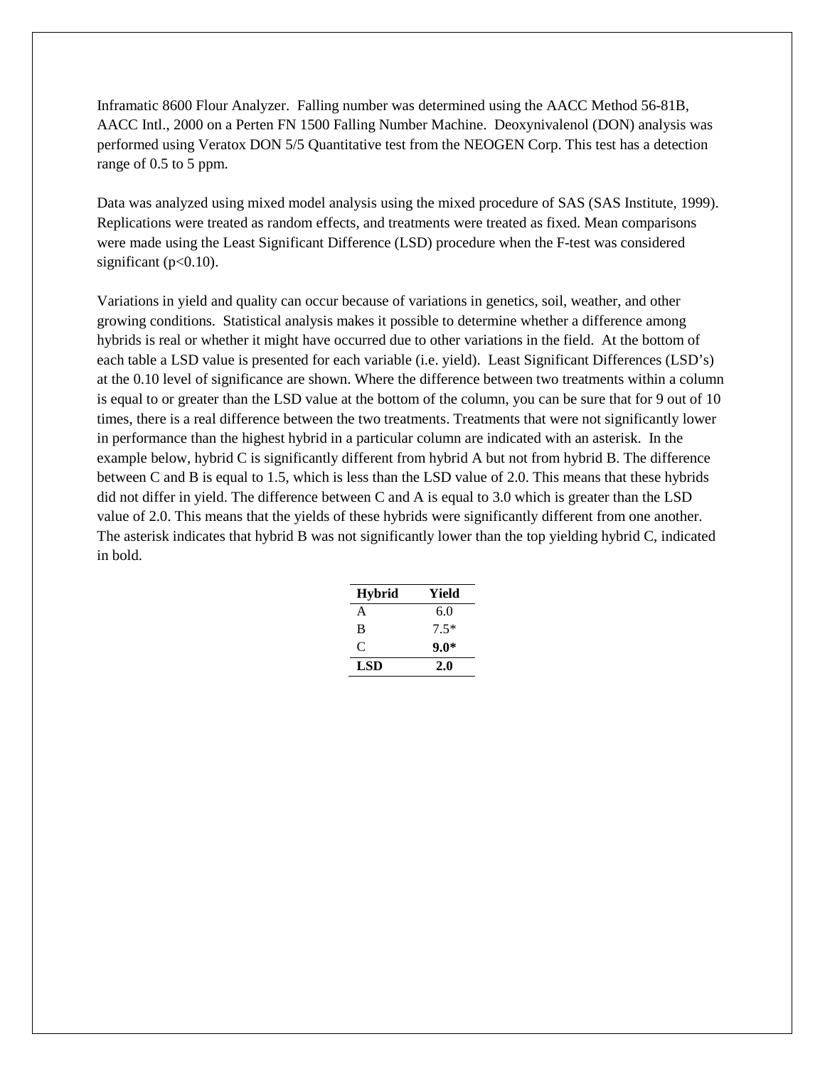Inframatic 8600 Flour Analyzer. Falling number was determined using the AACC Method 56-81B, AACC Intl., 2000 on a Perten FN 1500 Falling Number Machine. Deoxynivalenol (DON) analysis was performed using Veratox DON 5/5 Quantitative test from the NEOGEN Corp. This test has a detection range of 0.5 to 5 ppm.

Data was analyzed using mixed model analysis using the mixed procedure of SAS (SAS Institute, 1999). Replications were treated as random effects, and treatments were treated as fixed. Mean comparisons were made using the Least Significant Difference (LSD) procedure when the F-test was considered significant ($p<0.10$).

Variations in yield and quality can occur because of variations in genetics, soil, weather, and other growing conditions. Statistical analysis makes it possible to determine whether a difference among hybrids is real or whether it might have occurred due to other variations in the field. At the bottom of each table a LSD value is presented for each variable (i.e. yield). Least Significant Differences (LSD's) at the 0.10 level of significance are shown. Where the difference between two treatments within a column is equal to or greater than the LSD value at the bottom of the column, you can be sure that for 9 out of 10 times, there is a real difference between the two treatments. Treatments that were not significantly lower in performance than the highest hybrid in a particular column are indicated with an asterisk. In the example below, hybrid C is significantly different from hybrid A but not from hybrid B. The difference between C and B is equal to 1.5, which is less than the LSD value of 2.0. This means that these hybrids did not differ in yield. The difference between C and A is equal to 3.0 which is greater than the LSD value of 2.0. This means that the yields of these hybrids were significantly different from one another. The asterisk indicates that hybrid B was not significantly lower than the top yielding hybrid C, indicated in bold.

| Hybrid | Yield |
|---|---|
| A | 6.0 |
| B | 7.5* |
| C | **9.0*** |
| **LSD** | **2.0** |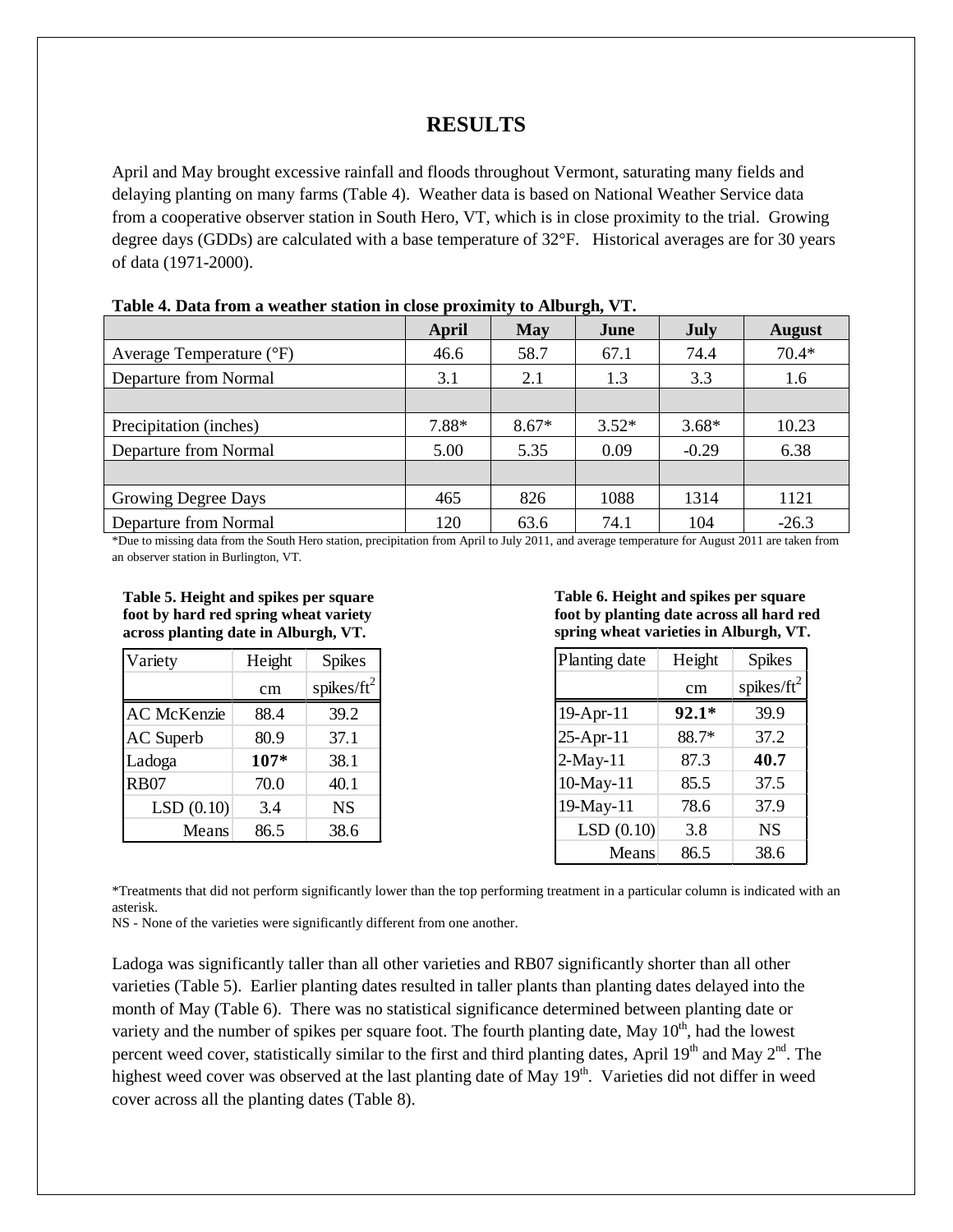# RESULTS

April and May brought excessive rainfall and floods throughout Vermont, saturating many fields and delaying planting on many farms (Table 4). Weather data is based on National Weather Service data from a cooperative observer station in South Hero, VT, which is in close proximity to the trial. Growing degree days (GDDs) are calculated with a base temperature of 32°F. Historical averages are for 30 years of data (1971-2000).

**Table 4. Data from a weather station in close proximity to Alburgh, VT.**

| | April | May | June | July | August |
|---|---|---|---|---|---|
| Average Temperature (°F) | 46.6 | 58.7 | 67.1 | 74.4 | 70.4* |
| Departure from Normal | 3.1 | 2.1 | 1.3 | 3.3 | 1.6 |
| | | | | | |
| Precipitation (inches) | 7.88* | 8.67* | 3.52* | 3.68* | 10.23 |
| Departure from Normal | 5.00 | 5.35 | 0.09 | -0.29 | 6.38 |
| | | | | | |
| Growing Degree Days | 465 | 826 | 1088 | 1314 | 1121 |
| Departure from Normal | 120 | 63.6 | 74.1 | 104 | -26.3 |

*Due to missing data from the South Hero station, precipitation from April to July 2011, and average temperature for August 2011 are taken from an observer station in Burlington, VT.

**Table 5. Height and spikes per square foot by hard red spring wheat variety across planting date in Alburgh, VT.**

| Variety | Height | Spikes |
|---|---|---|
| | cm | spikes/ft$^2$ |
| AC McKenzie | 88.4 | 39.2 |
| AC Superb | 80.9 | 37.1 |
| Ladoga | **107*** | 38.1 |
| RB07 | 70.0 | 40.1 |
| LSD (0.10) | 3.4 | NS |
| Means | 86.5 | 38.6 |

**Table 6. Height and spikes per square foot by planting date across all hard red spring wheat varieties in Alburgh, VT.**

| Planting date | Height | Spikes |
|---|---|---|
| | cm | spikes/ft$^2$ |
| 19-Apr-11 | **92.1*** | 39.9 |
| 25-Apr-11 | 88.7* | 37.2 |
| 2-May-11 | 87.3 | **40.7** |
| 10-May-11 | 85.5 | 37.5 |
| 19-May-11 | 78.6 | 37.9 |
| LSD (0.10) | 3.8 | NS |
| Means | 86.5 | 38.6 |

*Treatments that did not perform significantly lower than the top performing treatment in a particular column is indicated with an asterisk.

NS - None of the varieties were significantly different from one another.

Ladoga was significantly taller than all other varieties and RB07 significantly shorter than all other varieties (Table 5). Earlier planting dates resulted in taller plants than planting dates delayed into the month of May (Table 6). There was no statistical significance determined between planting date or variety and the number of spikes per square foot. The fourth planting date, May 10th, had the lowest percent weed cover, statistically similar to the first and third planting dates, April 19th and May 2nd. The highest weed cover was observed at the last planting date of May 19th. Varieties did not differ in weed cover across all the planting dates (Table 8).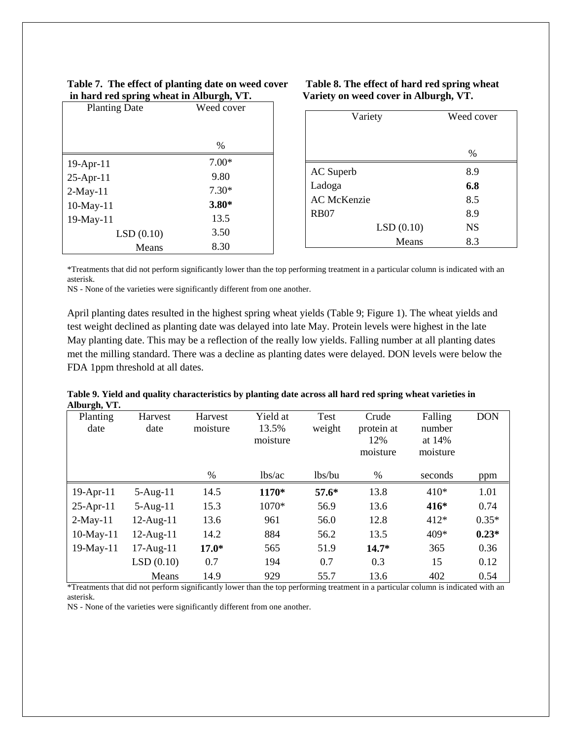**Table 7. The effect of planting date on weed cover in hard red spring wheat in Alburgh, VT.**

| Planting Date | Weed cover |
|---|---|
| | % |
| 19-Apr-11 | 7.00* |
| 25-Apr-11 | 9.80 |
| 2-May-11 | 7.30* |
| 10-May-11 | **3.80*** |
| 19-May-11 | 13.5 |
| LSD (0.10) | 3.50 |
| Means | 8.30 |

**Table 8. The effect of hard red spring wheat Variety on weed cover in Alburgh, VT.**

| Variety | Weed cover |
|---|---|
| | % |
| AC Superb | 8.9 |
| Ladoga | **6.8** |
| AC McKenzie | 8.5 |
| RB07 | 8.9 |
| LSD (0.10) | NS |
| Means | 8.3 |

*Treatments that did not perform significantly lower than the top performing treatment in a particular column is indicated with an asterisk.
NS - None of the varieties were significantly different from one another.

April planting dates resulted in the highest spring wheat yields (Table 9; Figure 1). The wheat yields and test weight declined as planting date was delayed into late May. Protein levels were highest in the late May planting date. This may be a reflection of the really low yields. Falling number at all planting dates met the milling standard. There was a decline as planting dates were delayed. DON levels were below the FDA 1ppm threshold at all dates.

**Table 9. Yield and quality characteristics by planting date across all hard red spring wheat varieties in Alburgh, VT.**

| Planting date | Harvest date | Harvest moisture | Yield at 13.5% moisture | Test weight | Crude protein at 12% moisture | Falling number at 14% moisture | DON |
|---|---|---|---|---|---|---|---|
| | | % | lbs/ac | lbs/bu | % | seconds | ppm |
| 19-Apr-11 | 5-Aug-11 | 14.5 | **1170*** | **57.6*** | 13.8 | 410* | 1.01 |
| 25-Apr-11 | 5-Aug-11 | 15.3 | 1070* | 56.9 | 13.6 | **416*** | 0.74 |
| 2-May-11 | 12-Aug-11 | 13.6 | 961 | 56.0 | 12.8 | 412* | 0.35* |
| 10-May-11 | 12-Aug-11 | 14.2 | 884 | 56.2 | 13.5 | 409* | **0.23*** |
| 19-May-11 | 17-Aug-11 | **17.0*** | 565 | 51.9 | **14.7*** | 365 | 0.36 |
| | LSD (0.10) | 0.7 | 194 | 0.7 | 0.3 | 15 | 0.12 |
| | Means | 14.9 | 929 | 55.7 | 13.6 | 402 | 0.54 |

*Treatments that did not perform significantly lower than the top performing treatment in a particular column is indicated with an asterisk.
NS - None of the varieties were significantly different from one another.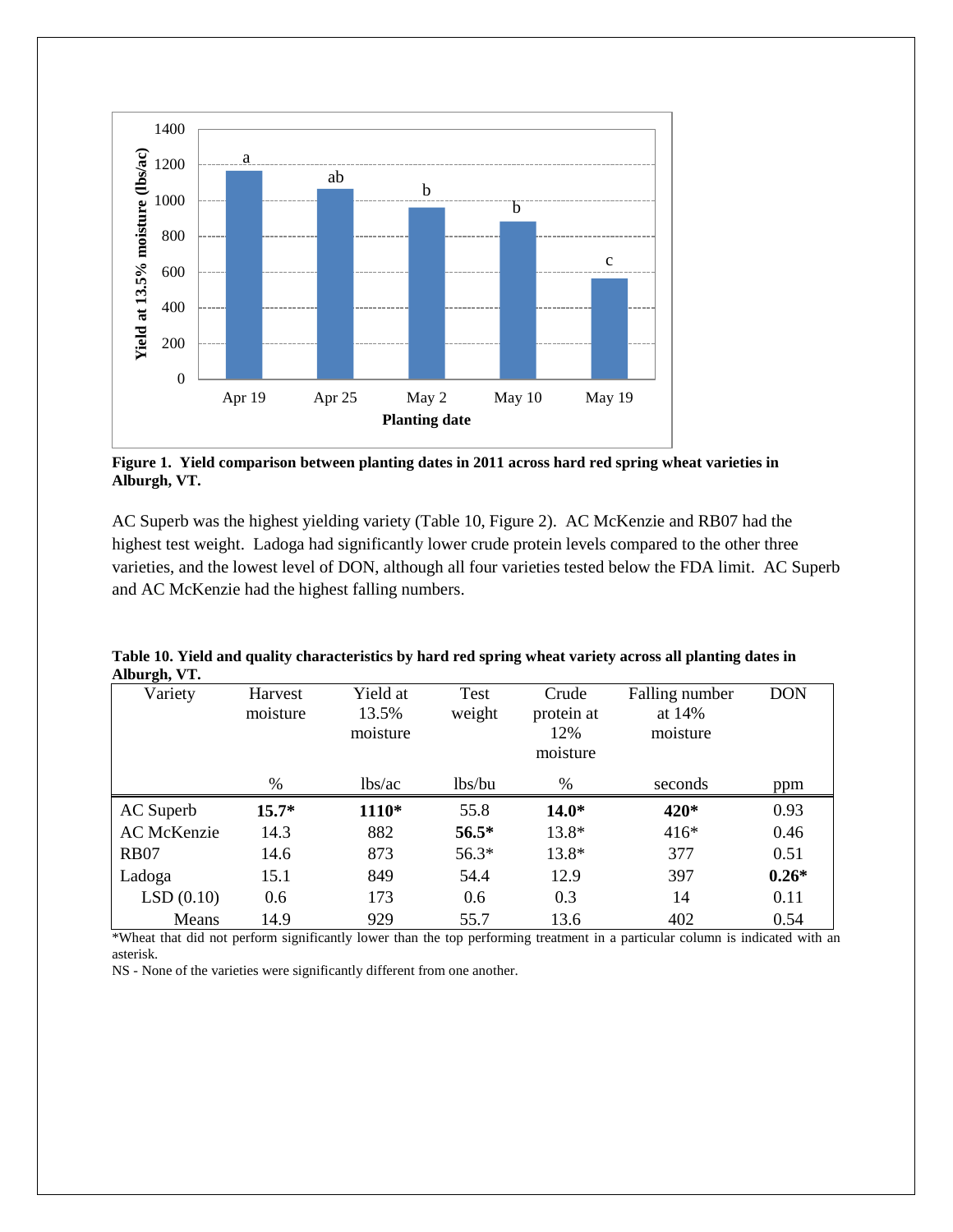**Figure 1. Yield comparison between planting dates in 2011 across hard red spring wheat varieties in Alburgh, VT.**

AC Superb was the highest yielding variety (Table 10, Figure 2). AC McKenzie and RB07 had the highest test weight. Ladoga had significantly lower crude protein levels compared to the other three varieties, and the lowest level of DON, although all four varieties tested below the FDA limit. AC Superb and AC McKenzie had the highest falling numbers.

**Table 10. Yield and quality characteristics by hard red spring wheat variety across all planting dates in Alburgh, VT.**

| Variety | Harvest moisture | Yield at 13.5% moisture | Test weight | Crude protein at 12% moisture | Falling number at 14% moisture | DON |
|---|---|---|---|---|---|---|
| | % | lbs/ac | lbs/bu | % | seconds | ppm |
| AC Superb | **15.7*** | **1110*** | 55.8 | **14.0*** | **420*** | 0.93 |
| AC McKenzie | 14.3 | 882 | **56.5*** | 13.8* | 416* | 0.46 |
| RB07 | 14.6 | 873 | 56.3* | 13.8* | 377 | 0.51 |
| Ladoga | 15.1 | 849 | 54.4 | 12.9 | 397 | **0.26*** |
| LSD (0.10) | 0.6 | 173 | 0.6 | 0.3 | 14 | 0.11 |
| Means | 14.9 | 929 | 55.7 | 13.6 | 402 | 0.54 |

*Wheat that did not perform significantly lower than the top performing treatment in a particular column is indicated with an asterisk.

NS - None of the varieties were significantly different from one another.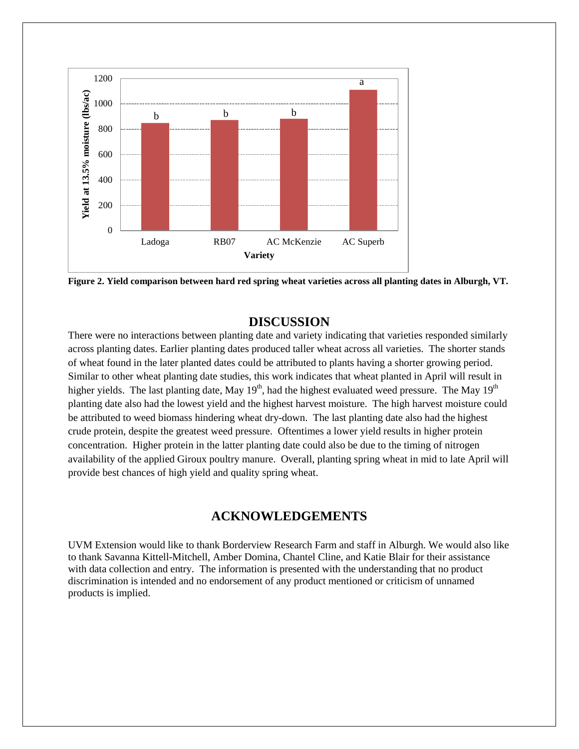**Figure 2. Yield comparison between hard red spring wheat varieties across all planting dates in Alburgh, VT.**

## DISCUSSION

There were no interactions between planting date and variety indicating that varieties responded similarly across planting dates. Earlier planting dates produced taller wheat across all varieties. The shorter stands of wheat found in the later planted dates could be attributed to plants having a shorter growing period. Similar to other wheat planting date studies, this work indicates that wheat planted in April will result in higher yields. The last planting date, May 19th, had the highest evaluated weed pressure. The May 19th planting date also had the lowest yield and the highest harvest moisture. The high harvest moisture could be attributed to weed biomass hindering wheat dry-down. The last planting date also had the highest crude protein, despite the greatest weed pressure. Oftentimes a lower yield results in higher protein concentration. Higher protein in the latter planting date could also be due to the timing of nitrogen availability of the applied Giroux poultry manure. Overall, planting spring wheat in mid to late April will provide best chances of high yield and quality spring wheat.

## ACKNOWLEDGEMENTS

UVM Extension would like to thank Borderview Research Farm and staff in Alburgh. We would also like to thank Savanna Kittell-Mitchell, Amber Domina, Chantel Cline, and Katie Blair for their assistance with data collection and entry. The information is presented with the understanding that no product discrimination is intended and no endorsement of any product mentioned or criticism of unnamed products is implied.